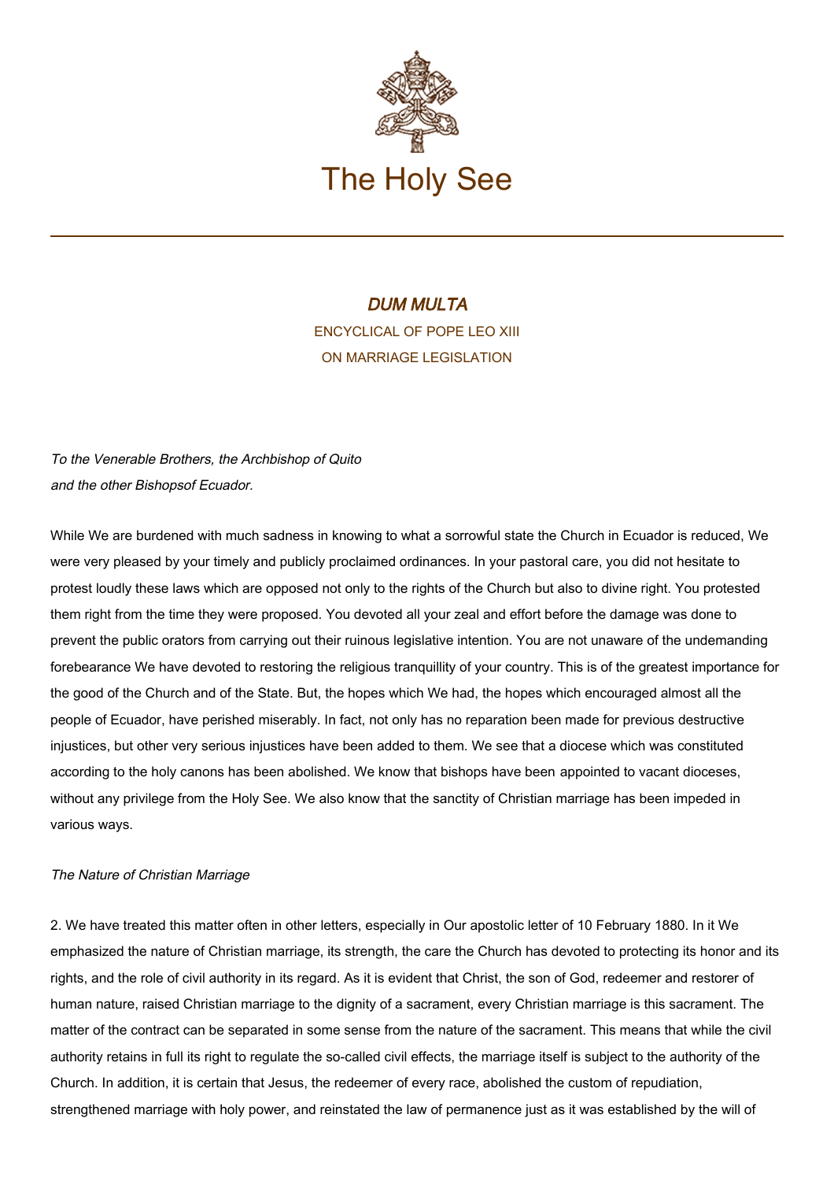# The Holy See

## *DUM MULTA*

ENCYCLICAL OF POPE LEO XIII
ON MARRIAGE LEGISLATION

*To the Venerable Brothers, the Archbishop of Quito*
*and the other Bishopsof Ecuador.*

While We are burdened with much sadness in knowing to what a sorrowful state the Church in Ecuador is reduced, We were very pleased by your timely and publicly proclaimed ordinances. In your pastoral care, you did not hesitate to protest loudly these laws which are opposed not only to the rights of the Church but also to divine right. You protested them right from the time they were proposed. You devoted all your zeal and effort before the damage was done to prevent the public orators from carrying out their ruinous legislative intention. You are not unaware of the undemanding forebearance We have devoted to restoring the religious tranquillity of your country. This is of the greatest importance for the good of the Church and of the State. But, the hopes which We had, the hopes which encouraged almost all the people of Ecuador, have perished miserably. In fact, not only has no reparation been made for previous destructive injustices, but other very serious injustices have been added to them. We see that a diocese which was constituted according to the holy canons has been abolished. We know that bishops have been appointed to vacant dioceses, without any privilege from the Holy See. We also know that the sanctity of Christian marriage has been impeded in various ways.

*The Nature of Christian Marriage*

2. We have treated this matter often in other letters, especially in Our apostolic letter of 10 February 1880. In it We emphasized the nature of Christian marriage, its strength, the care the Church has devoted to protecting its honor and its rights, and the role of civil authority in its regard. As it is evident that Christ, the son of God, redeemer and restorer of human nature, raised Christian marriage to the dignity of a sacrament, every Christian marriage is this sacrament. The matter of the contract can be separated in some sense from the nature of the sacrament. This means that while the civil authority retains in full its right to regulate the so-called civil effects, the marriage itself is subject to the authority of the Church. In addition, it is certain that Jesus, the redeemer of every race, abolished the custom of repudiation, strengthened marriage with holy power, and reinstated the law of permanence just as it was established by the will of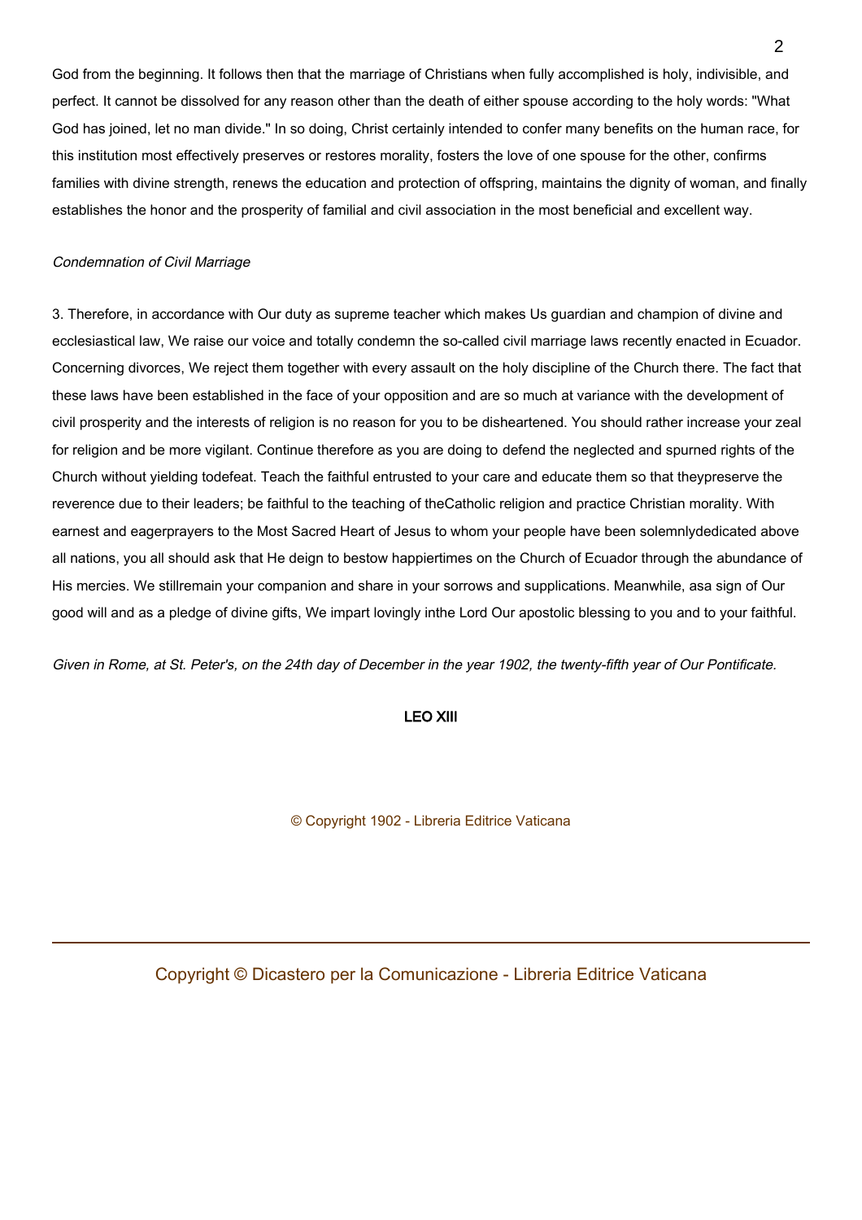God from the beginning. It follows then that the marriage of Christians when fully accomplished is holy, indivisible, and perfect. It cannot be dissolved for any reason other than the death of either spouse according to the holy words: "What God has joined, let no man divide." In so doing, Christ certainly intended to confer many benefits on the human race, for this institution most effectively preserves or restores morality, fosters the love of one spouse for the other, confirms families with divine strength, renews the education and protection of offspring, maintains the dignity of woman, and finally establishes the honor and the prosperity of familial and civil association in the most beneficial and excellent way.

*Condemnation of Civil Marriage*

3. Therefore, in accordance with Our duty as supreme teacher which makes Us guardian and champion of divine and ecclesiastical law, We raise our voice and totally condemn the so-called civil marriage laws recently enacted in Ecuador. Concerning divorces, We reject them together with every assault on the holy discipline of the Church there. The fact that these laws have been established in the face of your opposition and are so much at variance with the development of civil prosperity and the interests of religion is no reason for you to be disheartened. You should rather increase your zeal for religion and be more vigilant. Continue therefore as you are doing to defend the neglected and spurned rights of the Church without yielding todefeat. Teach the faithful entrusted to your care and educate them so that theypreserve the reverence due to their leaders; be faithful to the teaching of theCatholic religion and practice Christian morality. With earnest and eagerprayers to the Most Sacred Heart of Jesus to whom your people have been solemnlydedicated above all nations, you all should ask that He deign to bestow happiertimes on the Church of Ecuador through the abundance of His mercies. We stillremain your companion and share in your sorrows and supplications. Meanwhile, asa sign of Our good will and as a pledge of divine gifts, We impart lovingly inthe Lord Our apostolic blessing to you and to your faithful.

*Given in Rome, at St. Peter's, on the 24th day of December in the year 1902, the twenty-fifth year of Our Pontificate.*

**LEO XIII**

© Copyright 1902 - Libreria Editrice Vaticana

Copyright © Dicastero per la Comunicazione - Libreria Editrice Vaticana